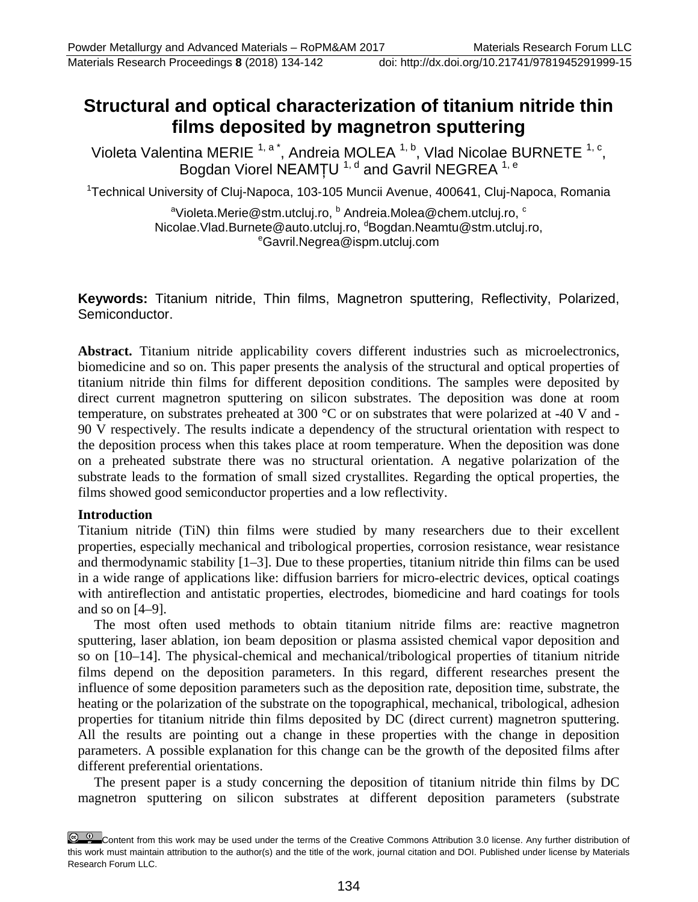# Structural and optical characterization of titanium nitride thin films deposited by magnetron sputtering

Violeta Valentina MERIE [1, a *], Andreia MOLEA [1, b], Vlad Nicolae BURNETE [1, c], Bogdan Viorel NEAMȚU [1, d] and Gavril NEGREA [1, e]

[1]Technical University of Cluj-Napoca, 103-105 Muncii Avenue, 400641, Cluj-Napoca, Romania

[a]Violeta.Merie@stm.utcluj.ro, [b] Andreia.Molea@chem.utcluj.ro, [c] Nicolae.Vlad.Burnete@auto.utcluj.ro, [d]Bogdan.Neamtu@stm.utcluj.ro, [e]Gavril.Negrea@ispm.utcluj.com

**Keywords:** Titanium nitride, Thin films, Magnetron sputtering, Reflectivity, Polarized, Semiconductor.

**Abstract.** Titanium nitride applicability covers different industries such as microelectronics, biomedicine and so on. This paper presents the analysis of the structural and optical properties of titanium nitride thin films for different deposition conditions. The samples were deposited by direct current magnetron sputtering on silicon substrates. The deposition was done at room temperature, on substrates preheated at 300 °C or on substrates that were polarized at -40 V and -90 V respectively. The results indicate a dependency of the structural orientation with respect to the deposition process when this takes place at room temperature. When the deposition was done on a preheated substrate there was no structural orientation. A negative polarization of the substrate leads to the formation of small sized crystallites. Regarding the optical properties, the films showed good semiconductor properties and a low reflectivity.

## Introduction

Titanium nitride (TiN) thin films were studied by many researchers due to their excellent properties, especially mechanical and tribological properties, corrosion resistance, wear resistance and thermodynamic stability [1–3]. Due to these properties, titanium nitride thin films can be used in a wide range of applications like: diffusion barriers for micro-electric devices, optical coatings with antireflection and antistatic properties, electrodes, biomedicine and hard coatings for tools and so on [4–9].

The most often used methods to obtain titanium nitride films are: reactive magnetron sputtering, laser ablation, ion beam deposition or plasma assisted chemical vapor deposition and so on [10–14]. The physical-chemical and mechanical/tribological properties of titanium nitride films depend on the deposition parameters. In this regard, different researches present the influence of some deposition parameters such as the deposition rate, deposition time, substrate, the heating or the polarization of the substrate on the topographical, mechanical, tribological, adhesion properties for titanium nitride thin films deposited by DC (direct current) magnetron sputtering. All the results are pointing out a change in these properties with the change in deposition parameters. A possible explanation for this change can be the growth of the deposited films after different preferential orientations.

The present paper is a study concerning the deposition of titanium nitride thin films by DC magnetron sputtering on silicon substrates at different deposition parameters (substrate

Content from this work may be used under the terms of the Creative Commons Attribution 3.0 license. Any further distribution of this work must maintain attribution to the author(s) and the title of the work, journal citation and DOI. Published under license by Materials Research Forum LLC.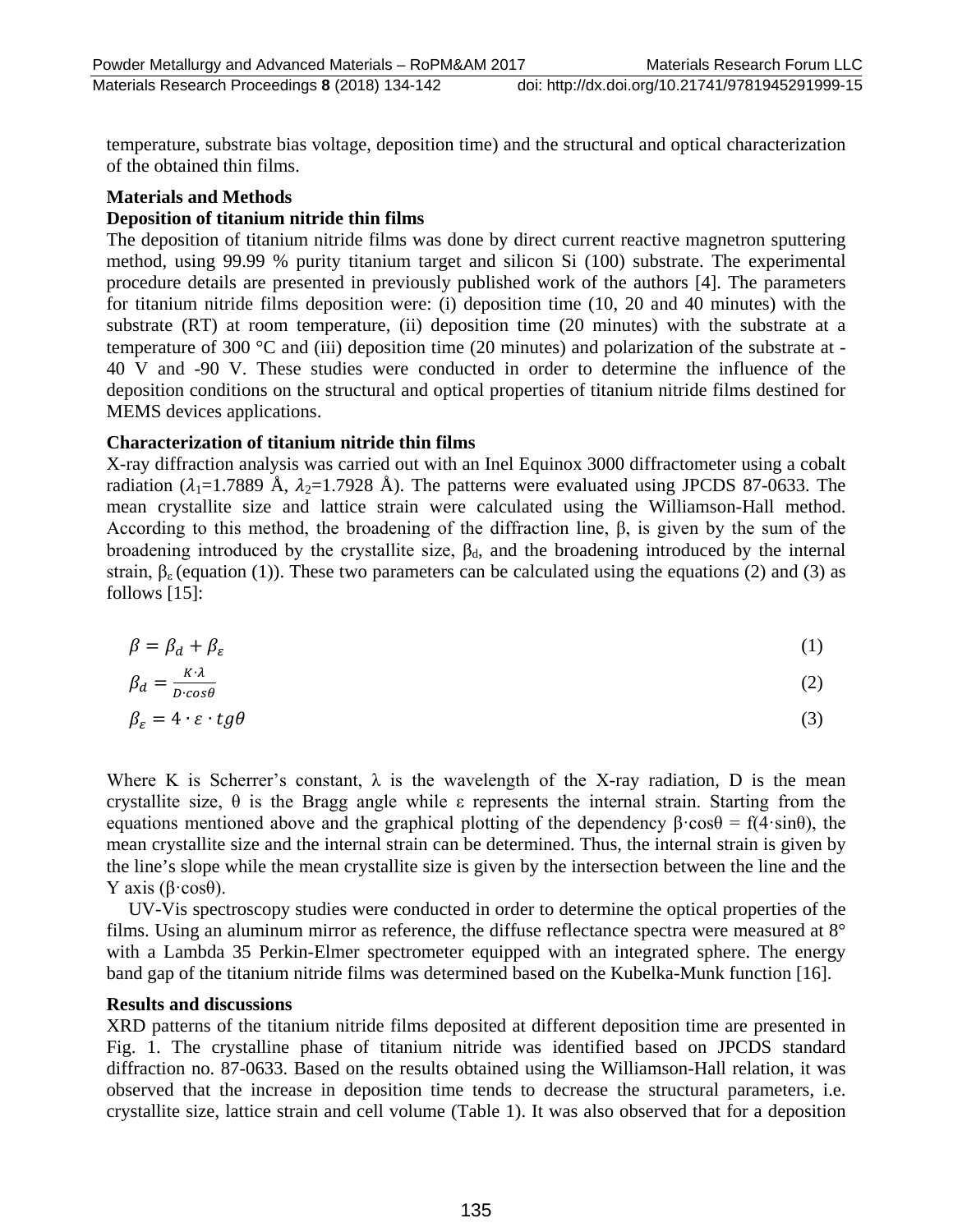temperature, substrate bias voltage, deposition time) and the structural and optical characterization of the obtained thin films.

## Materials and Methods

### Deposition of titanium nitride thin films

The deposition of titanium nitride films was done by direct current reactive magnetron sputtering method, using 99.99 % purity titanium target and silicon Si (100) substrate. The experimental procedure details are presented in previously published work of the authors [4]. The parameters for titanium nitride films deposition were: (i) deposition time (10, 20 and 40 minutes) with the substrate (RT) at room temperature, (ii) deposition time (20 minutes) with the substrate at a temperature of 300 °C and (iii) deposition time (20 minutes) and polarization of the substrate at -40 V and -90 V. These studies were conducted in order to determine the influence of the deposition conditions on the structural and optical properties of titanium nitride films destined for MEMS devices applications.

### Characterization of titanium nitride thin films

X-ray diffraction analysis was carried out with an Inel Equinox 3000 diffractometer using a cobalt radiation ($\lambda_1$=1.7889 Å, $\lambda_2$=1.7928 Å). The patterns were evaluated using JPCDS 87-0633. The mean crystallite size and lattice strain were calculated using the Williamson-Hall method. According to this method, the broadening of the diffraction line, β, is given by the sum of the broadening introduced by the crystallite size, $\beta_d$, and the broadening introduced by the internal strain, $\beta_\varepsilon$ (equation (1)). These two parameters can be calculated using the equations (2) and (3) as follows [15]:

$$\beta = \beta_d + \beta_\varepsilon \tag{1}$$

$$\beta_d = \frac{K \cdot \lambda}{D \cdot cos\theta} \tag{2}$$

$$\beta_\varepsilon = 4 \cdot \varepsilon \cdot tg\theta \tag{3}$$

Where K is Scherrer's constant, λ is the wavelength of the X-ray radiation, D is the mean crystallite size, θ is the Bragg angle while ε represents the internal strain. Starting from the equations mentioned above and the graphical plotting of the dependency $\beta \cdot \cos\theta = f(4 \cdot \sin\theta)$, the mean crystallite size and the internal strain can be determined. Thus, the internal strain is given by the line's slope while the mean crystallite size is given by the intersection between the line and the Y axis ($\beta \cdot \cos\theta$).

UV-Vis spectroscopy studies were conducted in order to determine the optical properties of the films. Using an aluminum mirror as reference, the diffuse reflectance spectra were measured at 8° with a Lambda 35 Perkin-Elmer spectrometer equipped with an integrated sphere. The energy band gap of the titanium nitride films was determined based on the Kubelka-Munk function [16].

## Results and discussions

XRD patterns of the titanium nitride films deposited at different deposition time are presented in Fig. 1. The crystalline phase of titanium nitride was identified based on JPCDS standard diffraction no. 87-0633. Based on the results obtained using the Williamson-Hall relation, it was observed that the increase in deposition time tends to decrease the structural parameters, i.e. crystallite size, lattice strain and cell volume (Table 1). It was also observed that for a deposition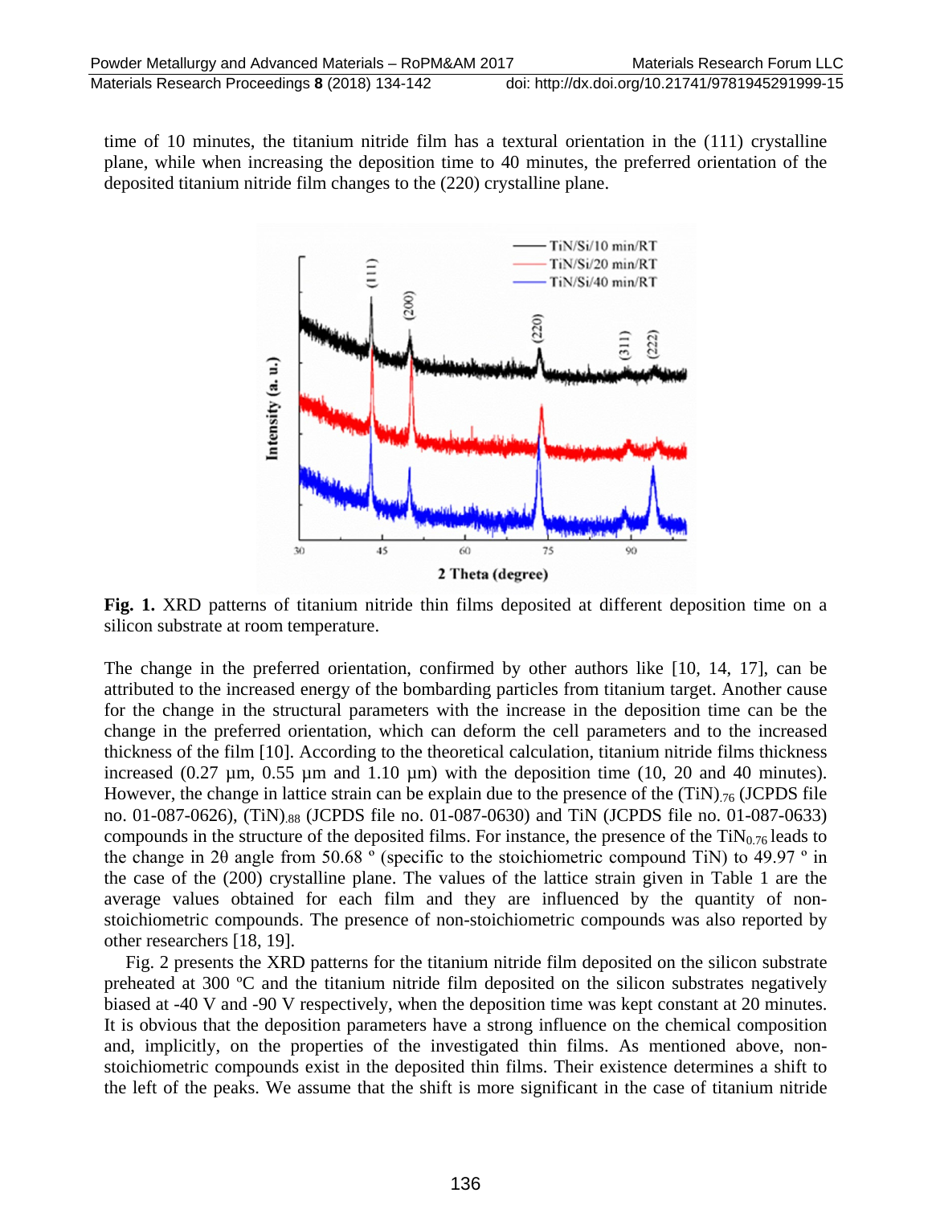time of 10 minutes, the titanium nitride film has a textural orientation in the (111) crystalline plane, while when increasing the deposition time to 40 minutes, the preferred orientation of the deposited titanium nitride film changes to the (220) crystalline plane.

**Fig. 1.** XRD patterns of titanium nitride thin films deposited at different deposition time on a silicon substrate at room temperature.

The change in the preferred orientation, confirmed by other authors like [10, 14, 17], can be attributed to the increased energy of the bombarding particles from titanium target. Another cause for the change in the structural parameters with the increase in the deposition time can be the change in the preferred orientation, which can deform the cell parameters and to the increased thickness of the film [10]. According to the theoretical calculation, titanium nitride films thickness increased (0.27 µm, 0.55 µm and 1.10 µm) with the deposition time (10, 20 and 40 minutes). However, the change in lattice strain can be explain due to the presence of the $(TiN)_{.76}$ (JCPDS file no. 01-087-0626), $(TiN)_{.88}$ (JCPDS file no. 01-087-0630) and TiN (JCPDS file no. 01-087-0633) compounds in the structure of the deposited films. For instance, the presence of the $TiN_{0.76}$ leads to the change in 2θ angle from 50.68 º (specific to the stoichiometric compound TiN) to 49.97 º in the case of the (200) crystalline plane. The values of the lattice strain given in Table 1 are the average values obtained for each film and they are influenced by the quantity of non-stoichiometric compounds. The presence of non-stoichiometric compounds was also reported by other researchers [18, 19].

Fig. 2 presents the XRD patterns for the titanium nitride film deposited on the silicon substrate preheated at 300 ºC and the titanium nitride film deposited on the silicon substrates negatively biased at -40 V and -90 V respectively, when the deposition time was kept constant at 20 minutes. It is obvious that the deposition parameters have a strong influence on the chemical composition and, implicitly, on the properties of the investigated thin films. As mentioned above, non-stoichiometric compounds exist in the deposited thin films. Their existence determines a shift to the left of the peaks. We assume that the shift is more significant in the case of titanium nitride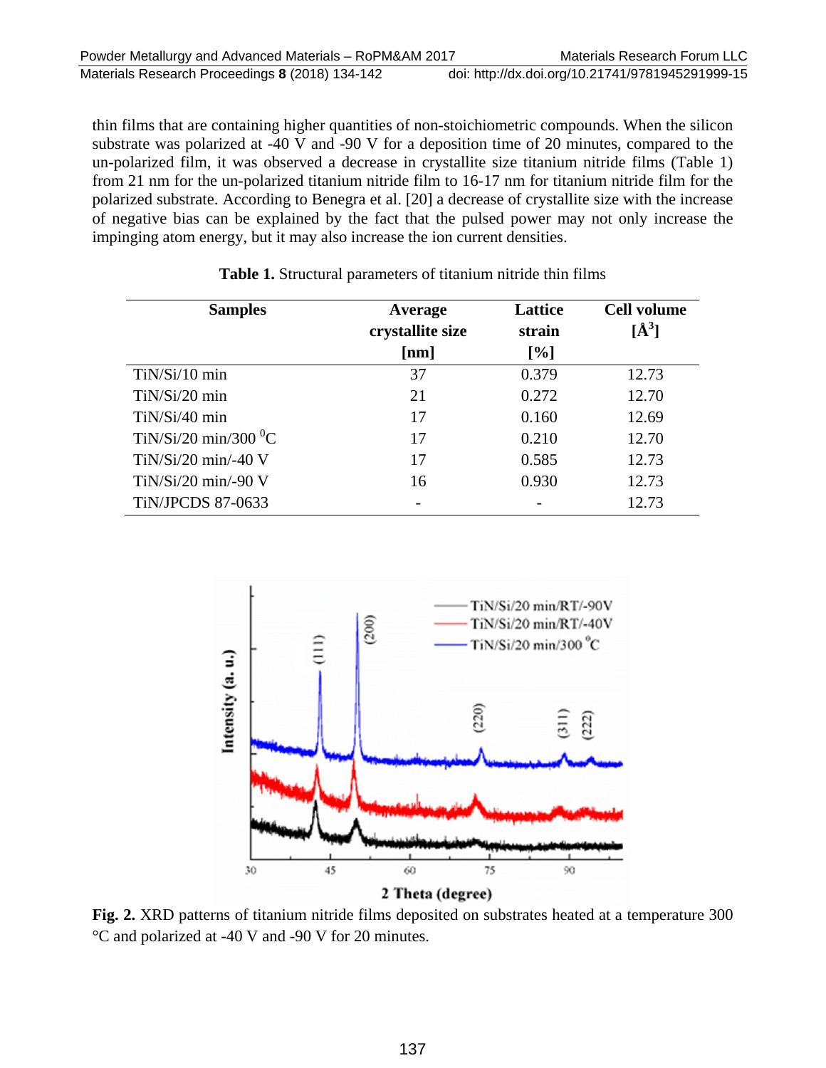thin films that are containing higher quantities of non-stoichiometric compounds. When the silicon substrate was polarized at -40 V and -90 V for a deposition time of 20 minutes, compared to the un-polarized film, it was observed a decrease in crystallite size titanium nitride films (Table 1) from 21 nm for the un-polarized titanium nitride film to 16-17 nm for titanium nitride film for the polarized substrate. According to Benegra et al. [20] a decrease of crystallite size with the increase of negative bias can be explained by the fact that the pulsed power may not only increase the impinging atom energy, but it may also increase the ion current densities.

**Table 1.** Structural parameters of titanium nitride thin films

| Samples | Average crystallite size [nm] | Lattice strain [%] | Cell volume [Å$^3$] |
|---|---|---|---|
| TiN/Si/10 min | 37 | 0.379 | 12.73 |
| TiN/Si/20 min | 21 | 0.272 | 12.70 |
| TiN/Si/40 min | 17 | 0.160 | 12.69 |
| TiN/Si/20 min/300 $^0$C | 17 | 0.210 | 12.70 |
| TiN/Si/20 min/-40 V | 17 | 0.585 | 12.73 |
| TiN/Si/20 min/-90 V | 16 | 0.930 | 12.73 |
| TiN/JPCDS 87-0633 | - | - | 12.73 |

**Fig. 2.** XRD patterns of titanium nitride films deposited on substrates heated at a temperature 300 °C and polarized at -40 V and -90 V for 20 minutes.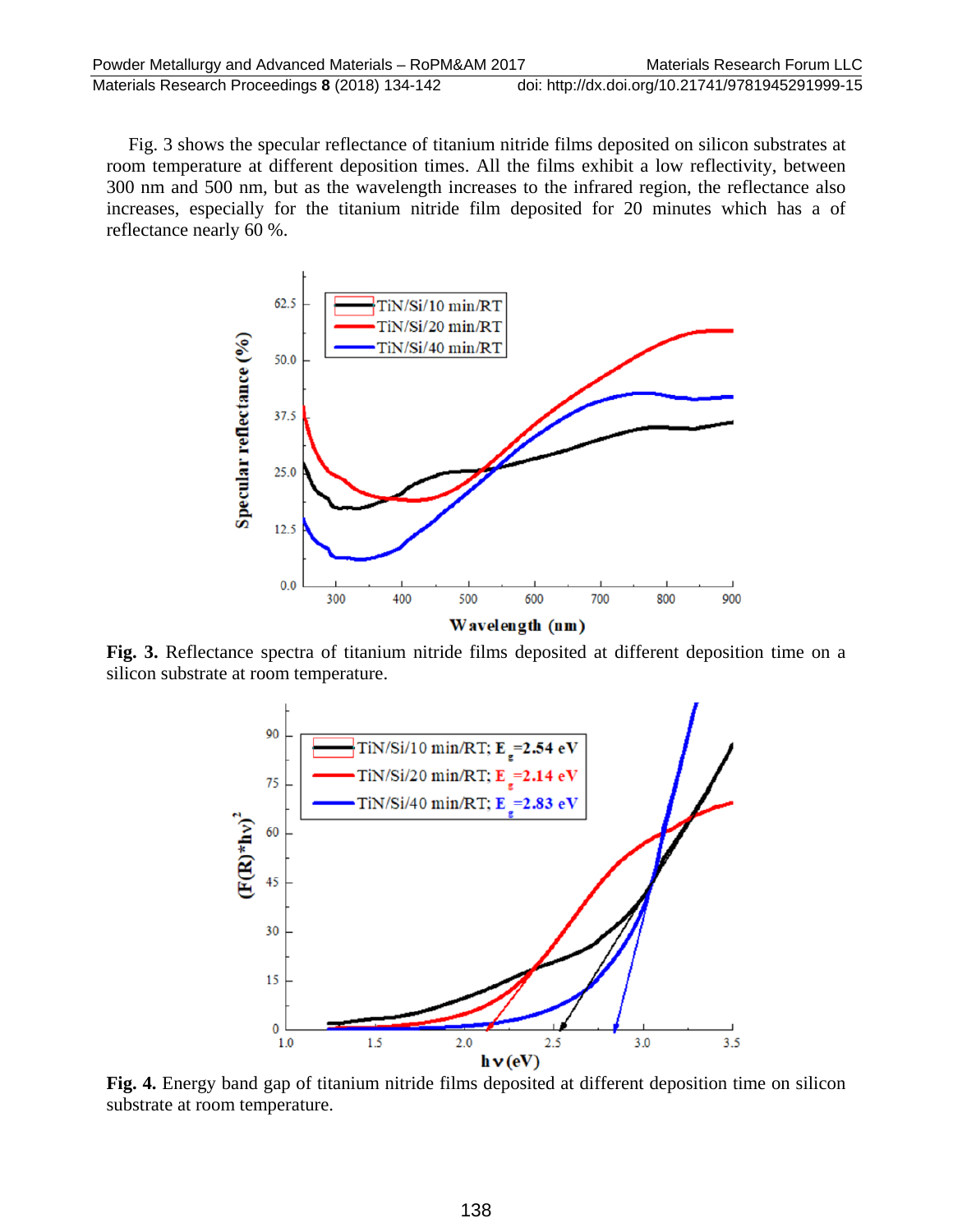Fig. 3 shows the specular reflectance of titanium nitride films deposited on silicon substrates at room temperature at different deposition times. All the films exhibit a low reflectivity, between 300 nm and 500 nm, but as the wavelength increases to the infrared region, the reflectance also increases, especially for the titanium nitride film deposited for 20 minutes which has a of reflectance nearly 60 %.

**Fig. 3.** Reflectance spectra of titanium nitride films deposited at different deposition time on a silicon substrate at room temperature.

**Fig. 4.** Energy band gap of titanium nitride films deposited at different deposition time on silicon substrate at room temperature.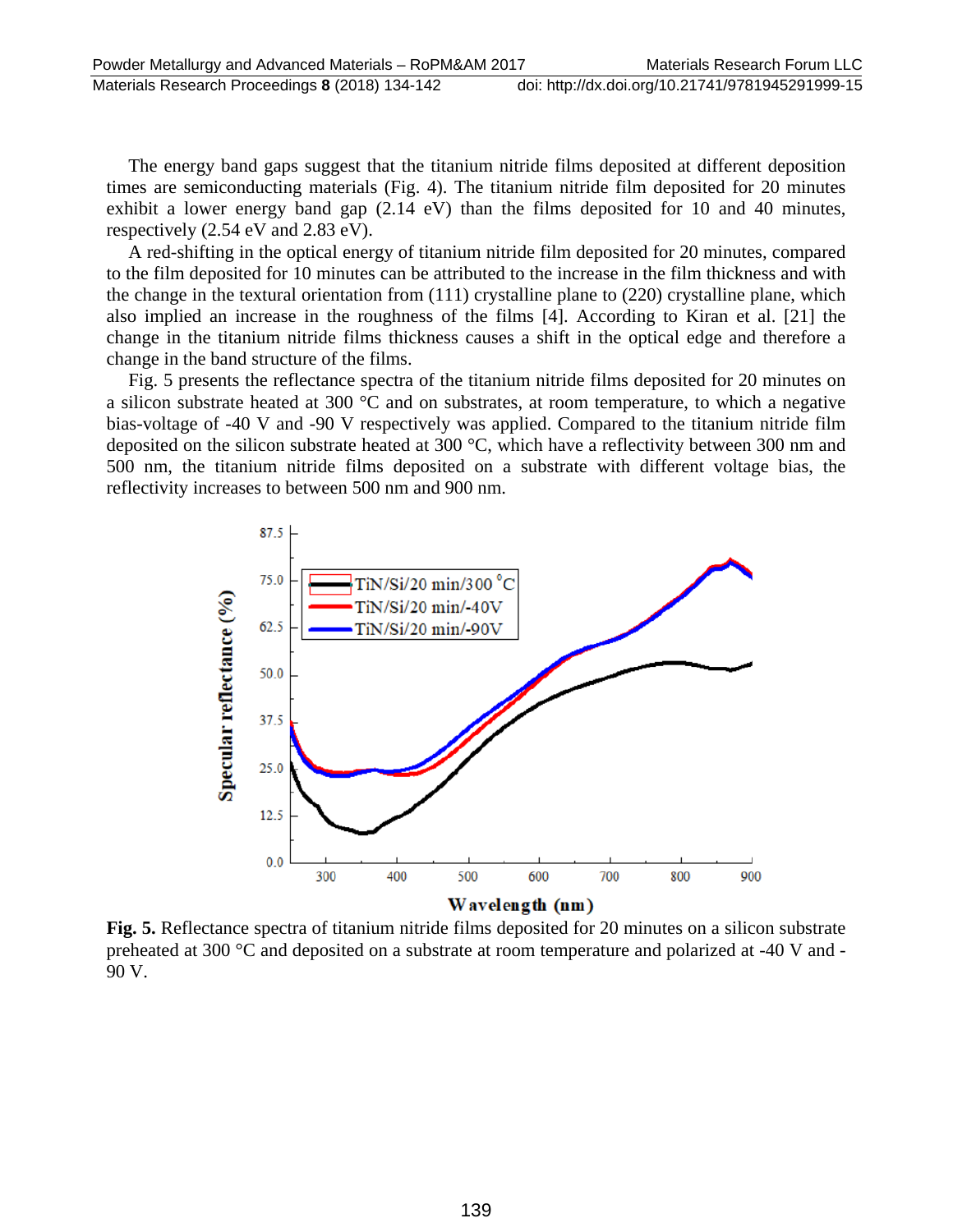The energy band gaps suggest that the titanium nitride films deposited at different deposition times are semiconducting materials (Fig. 4). The titanium nitride film deposited for 20 minutes exhibit a lower energy band gap (2.14 eV) than the films deposited for 10 and 40 minutes, respectively (2.54 eV and 2.83 eV).

A red-shifting in the optical energy of titanium nitride film deposited for 20 minutes, compared to the film deposited for 10 minutes can be attributed to the increase in the film thickness and with the change in the textural orientation from (111) crystalline plane to (220) crystalline plane, which also implied an increase in the roughness of the films [4]. According to Kiran et al. [21] the change in the titanium nitride films thickness causes a shift in the optical edge and therefore a change in the band structure of the films.

Fig. 5 presents the reflectance spectra of the titanium nitride films deposited for 20 minutes on a silicon substrate heated at 300 °C and on substrates, at room temperature, to which a negative bias-voltage of -40 V and -90 V respectively was applied. Compared to the titanium nitride film deposited on the silicon substrate heated at 300 °C, which have a reflectivity between 300 nm and 500 nm, the titanium nitride films deposited on a substrate with different voltage bias, the reflectivity increases to between 500 nm and 900 nm.

**Fig. 5.** Reflectance spectra of titanium nitride films deposited for 20 minutes on a silicon substrate preheated at 300 °C and deposited on a substrate at room temperature and polarized at -40 V and -90 V.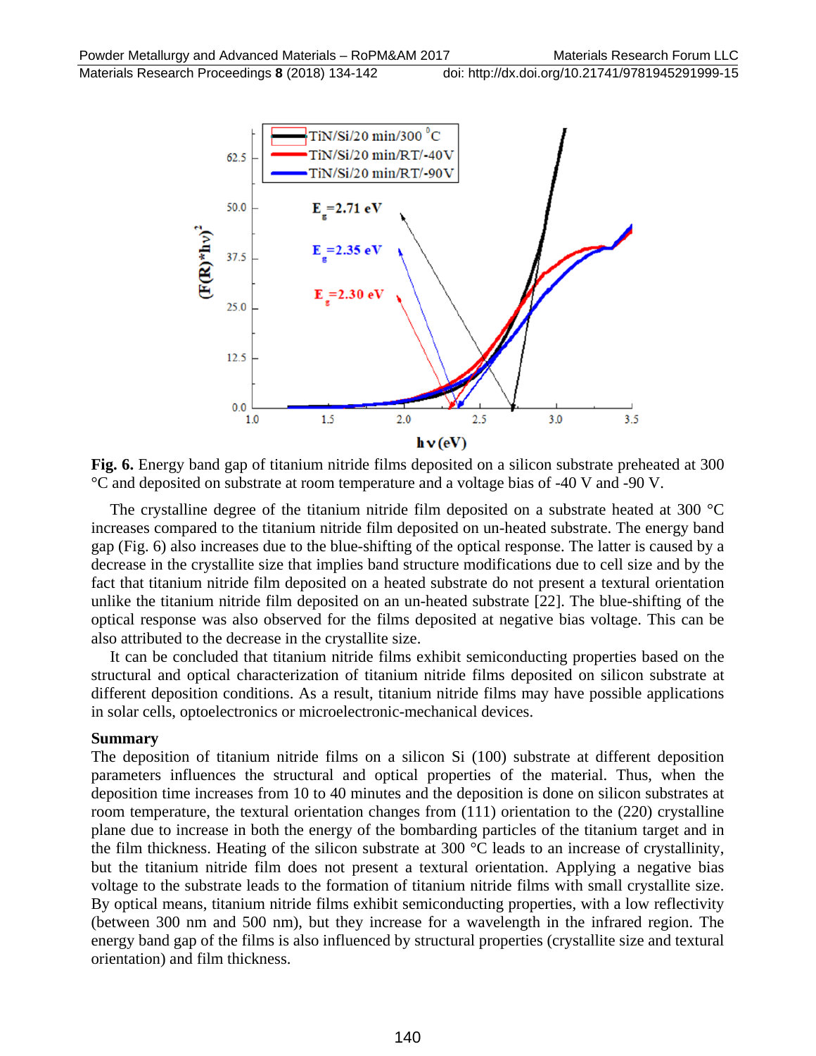**Fig. 6.** Energy band gap of titanium nitride films deposited on a silicon substrate preheated at 300 °C and deposited on substrate at room temperature and a voltage bias of -40 V and -90 V.

The crystalline degree of the titanium nitride film deposited on a substrate heated at 300 °C increases compared to the titanium nitride film deposited on un-heated substrate. The energy band gap (Fig. 6) also increases due to the blue-shifting of the optical response. The latter is caused by a decrease in the crystallite size that implies band structure modifications due to cell size and by the fact that titanium nitride film deposited on a heated substrate do not present a textural orientation unlike the titanium nitride film deposited on an un-heated substrate [22]. The blue-shifting of the optical response was also observed for the films deposited at negative bias voltage. This can be also attributed to the decrease in the crystallite size.

It can be concluded that titanium nitride films exhibit semiconducting properties based on the structural and optical characterization of titanium nitride films deposited on silicon substrate at different deposition conditions. As a result, titanium nitride films may have possible applications in solar cells, optoelectronics or microelectronic-mechanical devices.

## Summary

The deposition of titanium nitride films on a silicon Si (100) substrate at different deposition parameters influences the structural and optical properties of the material. Thus, when the deposition time increases from 10 to 40 minutes and the deposition is done on silicon substrates at room temperature, the textural orientation changes from (111) orientation to the (220) crystalline plane due to increase in both the energy of the bombarding particles of the titanium target and in the film thickness. Heating of the silicon substrate at 300 °C leads to an increase of crystallinity, but the titanium nitride film does not present a textural orientation. Applying a negative bias voltage to the substrate leads to the formation of titanium nitride films with small crystallite size. By optical means, titanium nitride films exhibit semiconducting properties, with a low reflectivity (between 300 nm and 500 nm), but they increase for a wavelength in the infrared region. The energy band gap of the films is also influenced by structural properties (crystallite size and textural orientation) and film thickness.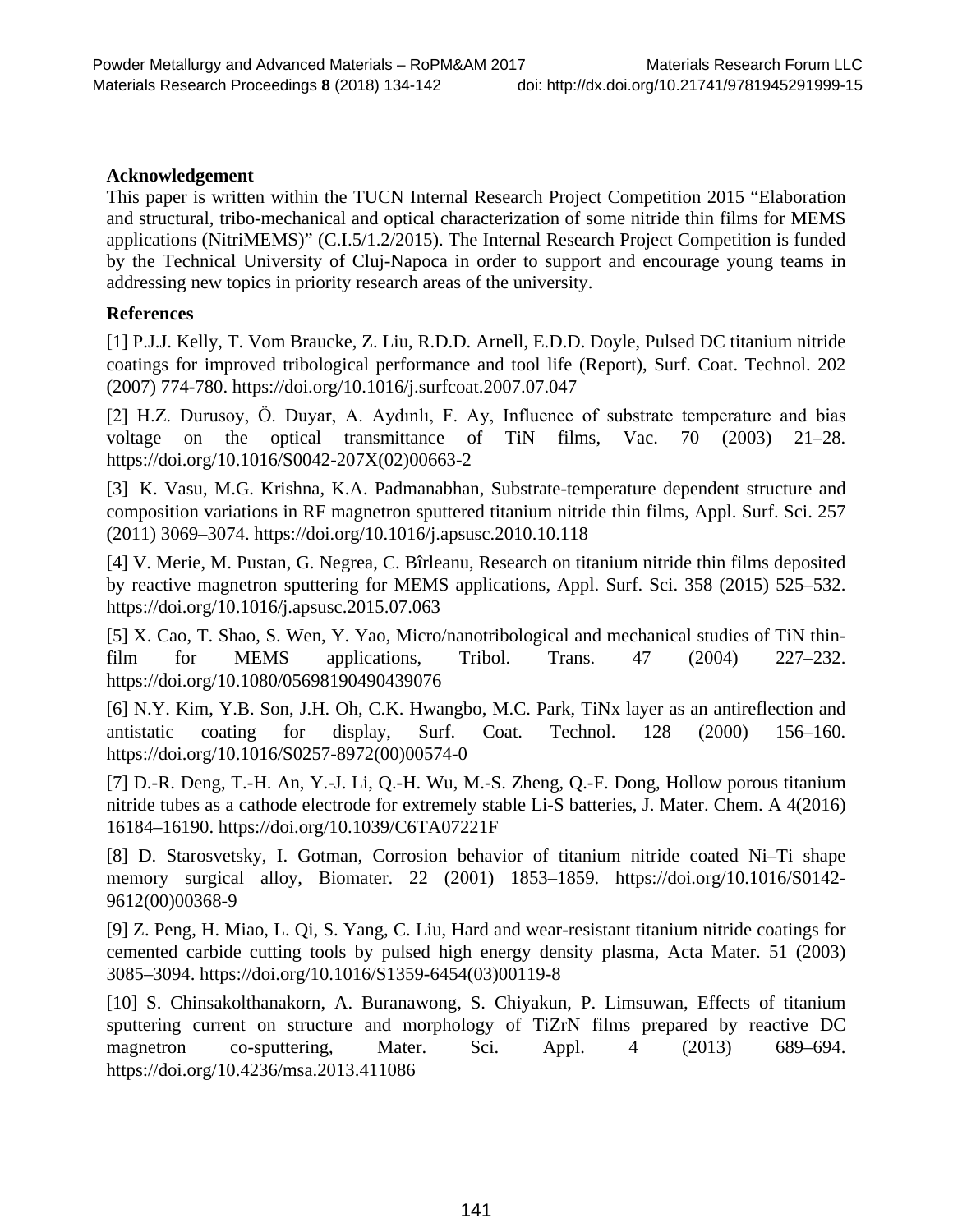## Acknowledgement

This paper is written within the TUCN Internal Research Project Competition 2015 “Elaboration and structural, tribo-mechanical and optical characterization of some nitride thin films for MEMS applications (NitriMEMS)” (C.I.5/1.2/2015). The Internal Research Project Competition is funded by the Technical University of Cluj-Napoca in order to support and encourage young teams in addressing new topics in priority research areas of the university.

## References

[1] P.J.J. Kelly, T. Vom Braucke, Z. Liu, R.D.D. Arnell, E.D.D. Doyle, Pulsed DC titanium nitride coatings for improved tribological performance and tool life (Report), Surf. Coat. Technol. 202 (2007) 774-780. https://doi.org/10.1016/j.surfcoat.2007.07.047

[2] H.Z. Durusoy, Ö. Duyar, A. Aydınlı, F. Ay, Influence of substrate temperature and bias voltage on the optical transmittance of TiN films, Vac. 70 (2003) 21–28. https://doi.org/10.1016/S0042-207X(02)00663-2

[3] K. Vasu, M.G. Krishna, K.A. Padmanabhan, Substrate-temperature dependent structure and composition variations in RF magnetron sputtered titanium nitride thin films, Appl. Surf. Sci. 257 (2011) 3069–3074. https://doi.org/10.1016/j.apsusc.2010.10.118

[4] V. Merie, M. Pustan, G. Negrea, C. Bîrleanu, Research on titanium nitride thin films deposited by reactive magnetron sputtering for MEMS applications, Appl. Surf. Sci. 358 (2015) 525–532. https://doi.org/10.1016/j.apsusc.2015.07.063

[5] X. Cao, T. Shao, S. Wen, Y. Yao, Micro/nanotribological and mechanical studies of TiN thin-film for MEMS applications, Tribol. Trans. 47 (2004) 227–232. https://doi.org/10.1080/05698190490439076

[6] N.Y. Kim, Y.B. Son, J.H. Oh, C.K. Hwangbo, M.C. Park, TiNx layer as an antireflection and antistatic coating for display, Surf. Coat. Technol. 128 (2000) 156–160. https://doi.org/10.1016/S0257-8972(00)00574-0

[7] D.-R. Deng, T.-H. An, Y.-J. Li, Q.-H. Wu, M.-S. Zheng, Q.-F. Dong, Hollow porous titanium nitride tubes as a cathode electrode for extremely stable Li-S batteries, J. Mater. Chem. A 4(2016) 16184–16190. https://doi.org/10.1039/C6TA07221F

[8] D. Starosvetsky, I. Gotman, Corrosion behavior of titanium nitride coated Ni–Ti shape memory surgical alloy, Biomater. 22 (2001) 1853–1859. https://doi.org/10.1016/S0142-9612(00)00368-9

[9] Z. Peng, H. Miao, L. Qi, S. Yang, C. Liu, Hard and wear-resistant titanium nitride coatings for cemented carbide cutting tools by pulsed high energy density plasma, Acta Mater. 51 (2003) 3085–3094. https://doi.org/10.1016/S1359-6454(03)00119-8

[10] S. Chinsakolthanakorn, A. Buranawong, S. Chiyakun, P. Limsuwan, Effects of titanium sputtering current on structure and morphology of TiZrN films prepared by reactive DC magnetron co-sputtering, Mater. Sci. Appl. 4 (2013) 689–694. https://doi.org/10.4236/msa.2013.411086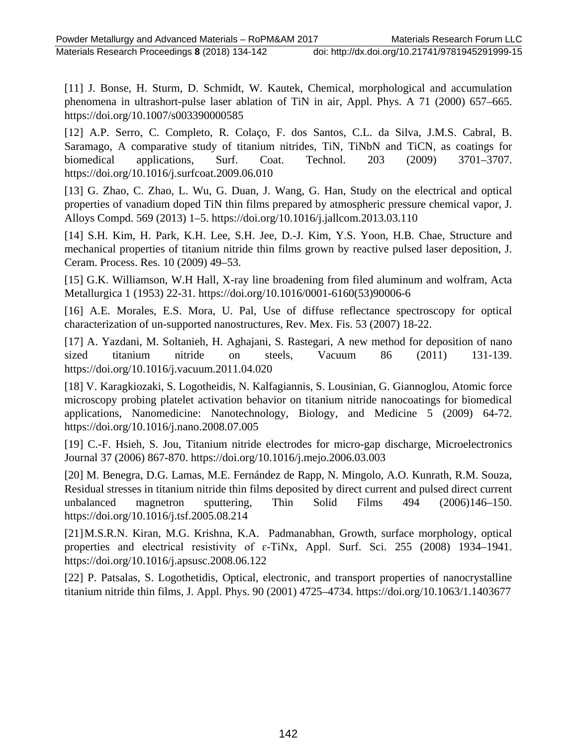[11] J. Bonse, H. Sturm, D. Schmidt, W. Kautek, Chemical, morphological and accumulation phenomena in ultrashort-pulse laser ablation of TiN in air, Appl. Phys. A 71 (2000) 657–665. https://doi.org/10.1007/s003390000585

[12] A.P. Serro, C. Completo, R. Colaço, F. dos Santos, C.L. da Silva, J.M.S. Cabral, B. Saramago, A comparative study of titanium nitrides, TiN, TiNbN and TiCN, as coatings for biomedical applications, Surf. Coat. Technol. 203 (2009) 3701–3707. https://doi.org/10.1016/j.surfcoat.2009.06.010

[13] G. Zhao, C. Zhao, L. Wu, G. Duan, J. Wang, G. Han, Study on the electrical and optical properties of vanadium doped TiN thin films prepared by atmospheric pressure chemical vapor, J. Alloys Compd. 569 (2013) 1–5. https://doi.org/10.1016/j.jallcom.2013.03.110

[14] S.H. Kim, H. Park, K.H. Lee, S.H. Jee, D.-J. Kim, Y.S. Yoon, H.B. Chae, Structure and mechanical properties of titanium nitride thin films grown by reactive pulsed laser deposition, J. Ceram. Process. Res. 10 (2009) 49–53.

[15] G.K. Williamson, W.H Hall, X-ray line broadening from filed aluminum and wolfram, Acta Metallurgica 1 (1953) 22-31. https://doi.org/10.1016/0001-6160(53)90006-6

[16] A.E. Morales, E.S. Mora, U. Pal, Use of diffuse reflectance spectroscopy for optical characterization of un-supported nanostructures, Rev. Mex. Fis. 53 (2007) 18-22.

[17] A. Yazdani, M. Soltanieh, H. Aghajani, S. Rastegari, A new method for deposition of nano sized titanium nitride on steels, Vacuum 86 (2011) 131-139. https://doi.org/10.1016/j.vacuum.2011.04.020

[18] V. Karagkiozaki, S. Logotheidis, N. Kalfagiannis, S. Lousinian, G. Giannoglou, Atomic force microscopy probing platelet activation behavior on titanium nitride nanocoatings for biomedical applications, Nanomedicine: Nanotechnology, Biology, and Medicine 5 (2009) 64-72. https://doi.org/10.1016/j.nano.2008.07.005

[19] C.-F. Hsieh, S. Jou, Titanium nitride electrodes for micro-gap discharge, Microelectronics Journal 37 (2006) 867-870. https://doi.org/10.1016/j.mejo.2006.03.003

[20] M. Benegra, D.G. Lamas, M.E. Fernández de Rapp, N. Mingolo, A.O. Kunrath, R.M. Souza, Residual stresses in titanium nitride thin films deposited by direct current and pulsed direct current unbalanced magnetron sputtering, Thin Solid Films 494 (2006)146–150. https://doi.org/10.1016/j.tsf.2005.08.214

[21] M.S.R.N. Kiran, M.G. Krishna, K.A. Padmanabhan, Growth, surface morphology, optical properties and electrical resistivity of ε-TiNx, Appl. Surf. Sci. 255 (2008) 1934–1941. https://doi.org/10.1016/j.apsusc.2008.06.122

[22] P. Patsalas, S. Logothetidis, Optical, electronic, and transport properties of nanocrystalline titanium nitride thin films, J. Appl. Phys. 90 (2001) 4725–4734. https://doi.org/10.1063/1.1403677